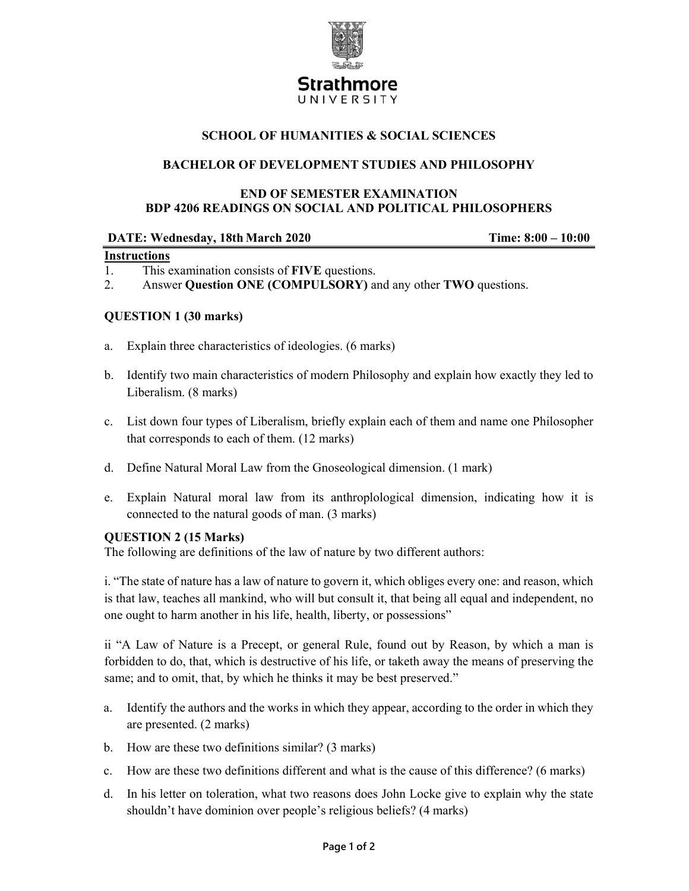Strathmore UNIVERSITY

## SCHOOL OF HUMANITIES & SOCIAL SCIENCES

## BACHELOR OF DEVELOPMENT STUDIES AND PHILOSOPHY

## END OF SEMESTER EXAMINATION
## BDP 4206 READINGS ON SOCIAL AND POLITICAL PHILOSOPHERS

**DATE: Wednesday, 18th March 2020** **Time: 8:00 – 10:00**

**Instructions**

1. This examination consists of **FIVE** questions.
2. Answer **Question ONE (COMPULSORY)** and any other **TWO** questions.

### QUESTION 1 (30 marks)

a. Explain three characteristics of ideologies. (6 marks)

b. Identify two main characteristics of modern Philosophy and explain how exactly they led to Liberalism. (8 marks)

c. List down four types of Liberalism, briefly explain each of them and name one Philosopher that corresponds to each of them. (12 marks)

d. Define Natural Moral Law from the Gnoseological dimension. (1 mark)

e. Explain Natural moral law from its anthroplological dimension, indicating how it is connected to the natural goods of man. (3 marks)

### QUESTION 2 (15 Marks)

The following are definitions of the law of nature by two different authors:

i. "The state of nature has a law of nature to govern it, which obliges every one: and reason, which is that law, teaches all mankind, who will but consult it, that being all equal and independent, no one ought to harm another in his life, health, liberty, or possessions"

ii "A Law of Nature is a Precept, or general Rule, found out by Reason, by which a man is forbidden to do, that, which is destructive of his life, or taketh away the means of preserving the same; and to omit, that, by which he thinks it may be best preserved."

a. Identify the authors and the works in which they appear, according to the order in which they are presented. (2 marks)

b. How are these two definitions similar? (3 marks)

c. How are these two definitions different and what is the cause of this difference? (6 marks)

d. In his letter on toleration, what two reasons does John Locke give to explain why the state shouldn't have dominion over people's religious beliefs? (4 marks)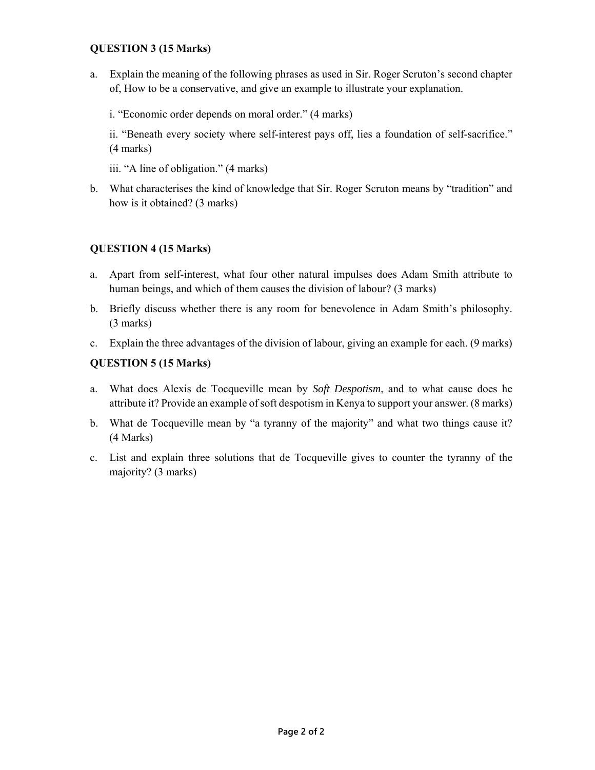**QUESTION 3 (15 Marks)**

a. Explain the meaning of the following phrases as used in Sir. Roger Scruton's second chapter of, How to be a conservative, and give an example to illustrate your explanation.

   i. "Economic order depends on moral order." (4 marks)

   ii. "Beneath every society where self-interest pays off, lies a foundation of self-sacrifice." (4 marks)

   iii. "A line of obligation." (4 marks)

b. What characterises the kind of knowledge that Sir. Roger Scruton means by "tradition" and how is it obtained? (3 marks)

**QUESTION 4 (15 Marks)**

a. Apart from self-interest, what four other natural impulses does Adam Smith attribute to human beings, and which of them causes the division of labour? (3 marks)

b. Briefly discuss whether there is any room for benevolence in Adam Smith's philosophy. (3 marks)

c. Explain the three advantages of the division of labour, giving an example for each. (9 marks)

**QUESTION 5 (15 Marks)**

a. What does Alexis de Tocqueville mean by *Soft Despotism*, and to what cause does he attribute it? Provide an example of soft despotism in Kenya to support your answer. (8 marks)

b. What de Tocqueville mean by "a tyranny of the majority" and what two things cause it? (4 Marks)

c. List and explain three solutions that de Tocqueville gives to counter the tyranny of the majority? (3 marks)